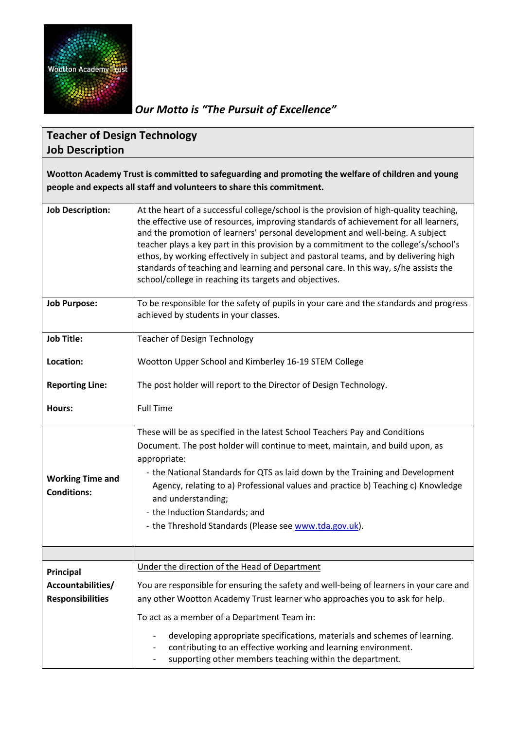*Our Motto is "The Pursuit of Excellence"*

## Teacher of Design Technology
## Job Description

**Wootton Academy Trust is committed to safeguarding and promoting the welfare of children and young people and expects all staff and volunteers to share this commitment.**

| | |
|---|---|
| **Job Description:** | At the heart of a successful college/school is the provision of high-quality teaching, the effective use of resources, improving standards of achievement for all learners, and the promotion of learners' personal development and well-being. A subject teacher plays a key part in this provision by a commitment to the college's/school's ethos, by working effectively in subject and pastoral teams, and by delivering high standards of teaching and learning and personal care. In this way, s/he assists the school/college in reaching its targets and objectives. |
| **Job Purpose:** | To be responsible for the safety of pupils in your care and the standards and progress achieved by students in your classes. |
| **Job Title:** | Teacher of Design Technology |
| **Location:** | Wootton Upper School and Kimberley 16-19 STEM College |
| **Reporting Line:** | The post holder will report to the Director of Design Technology. |
| **Hours:** | Full Time |
| **Working Time and Conditions:** | These will be as specified in the latest School Teachers Pay and Conditions Document. The post holder will continue to meet, maintain, and build upon, as appropriate:<br>- the National Standards for QTS as laid down by the Training and Development Agency, relating to a) Professional values and practice b) Teaching c) Knowledge and understanding;<br>- the Induction Standards; and<br>- the Threshold Standards (Please see [www.tda.gov.uk](http://www.tda.gov.uk)). |
| | |
| **Principal Accountabilities/ Responsibilities** | Under the direction of the Head of Department<br>You are responsible for ensuring the safety and well-being of learners in your care and any other Wootton Academy Trust learner who approaches you to ask for help.<br>To act as a member of a Department Team in:<br>- developing appropriate specifications, materials and schemes of learning.<br>- contributing to an effective working and learning environment.<br>- supporting other members teaching within the department. |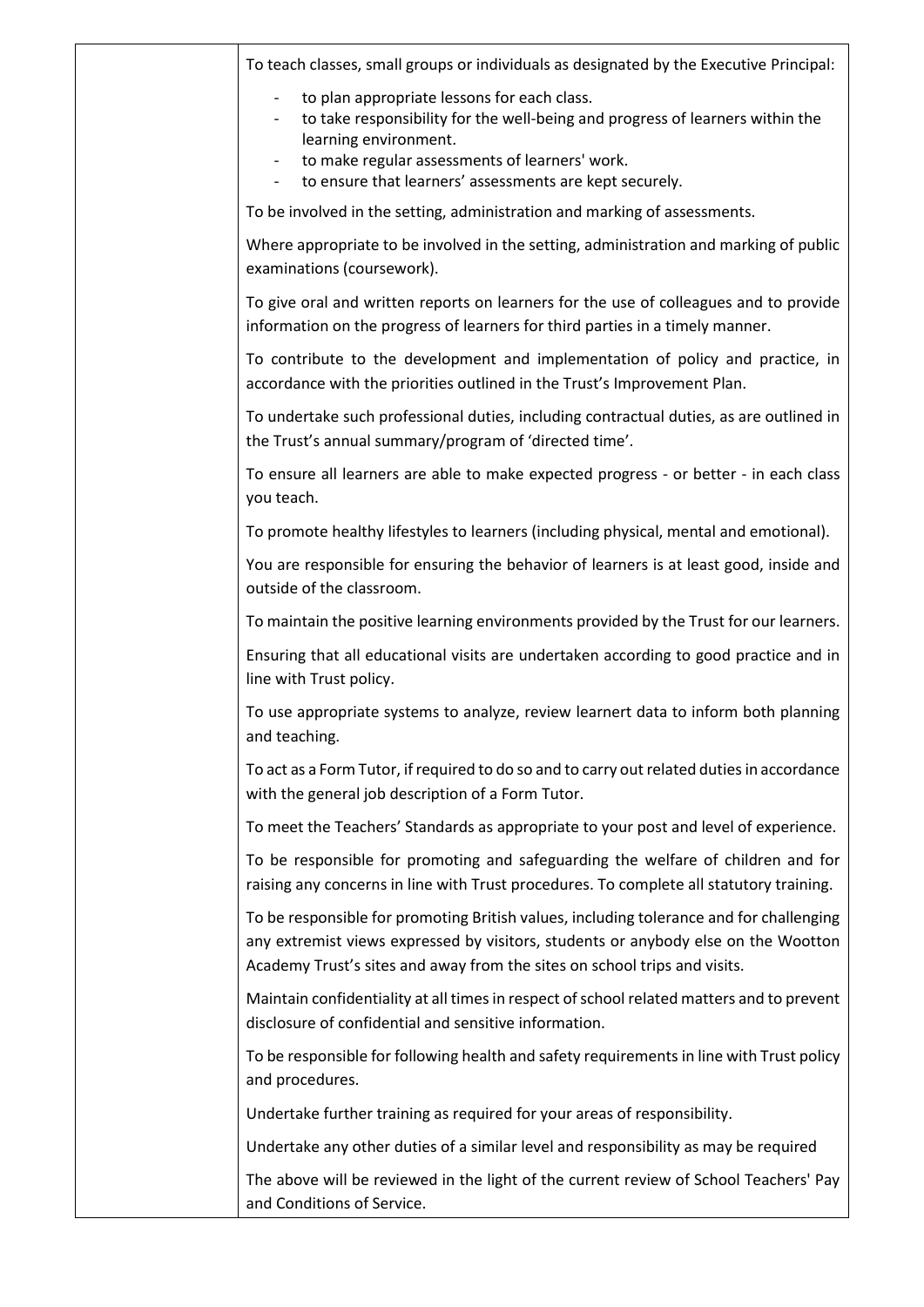| | |
|---|---|
| | To teach classes, small groups or individuals as designated by the Executive Principal:<br>- to plan appropriate lessons for each class.<br>- to take responsibility for the well-being and progress of learners within the learning environment.<br>- to make regular assessments of learners' work.<br>- to ensure that learners' assessments are kept securely.<br><br>To be involved in the setting, administration and marking of assessments.<br><br>Where appropriate to be involved in the setting, administration and marking of public examinations (coursework).<br><br>To give oral and written reports on learners for the use of colleagues and to provide information on the progress of learners for third parties in a timely manner.<br><br>To contribute to the development and implementation of policy and practice, in accordance with the priorities outlined in the Trust's Improvement Plan.<br><br>To undertake such professional duties, including contractual duties, as are outlined in the Trust's annual summary/program of 'directed time'.<br><br>To ensure all learners are able to make expected progress - or better - in each class you teach.<br><br>To promote healthy lifestyles to learners (including physical, mental and emotional).<br><br>You are responsible for ensuring the behavior of learners is at least good, inside and outside of the classroom.<br><br>To maintain the positive learning environments provided by the Trust for our learners.<br><br>Ensuring that all educational visits are undertaken according to good practice and in line with Trust policy.<br><br>To use appropriate systems to analyze, review learnert data to inform both planning and teaching.<br><br>To act as a Form Tutor, if required to do so and to carry out related duties in accordance with the general job description of a Form Tutor.<br><br>To meet the Teachers' Standards as appropriate to your post and level of experience.<br><br>To be responsible for promoting and safeguarding the welfare of children and for raising any concerns in line with Trust procedures. To complete all statutory training.<br><br>To be responsible for promoting British values, including tolerance and for challenging any extremist views expressed by visitors, students or anybody else on the Wootton Academy Trust's sites and away from the sites on school trips and visits.<br><br>Maintain confidentiality at all times in respect of school related matters and to prevent disclosure of confidential and sensitive information.<br><br>To be responsible for following health and safety requirements in line with Trust policy and procedures.<br><br>Undertake further training as required for your areas of responsibility.<br><br>Undertake any other duties of a similar level and responsibility as may be required<br><br>The above will be reviewed in the light of the current review of School Teachers' Pay and Conditions of Service. |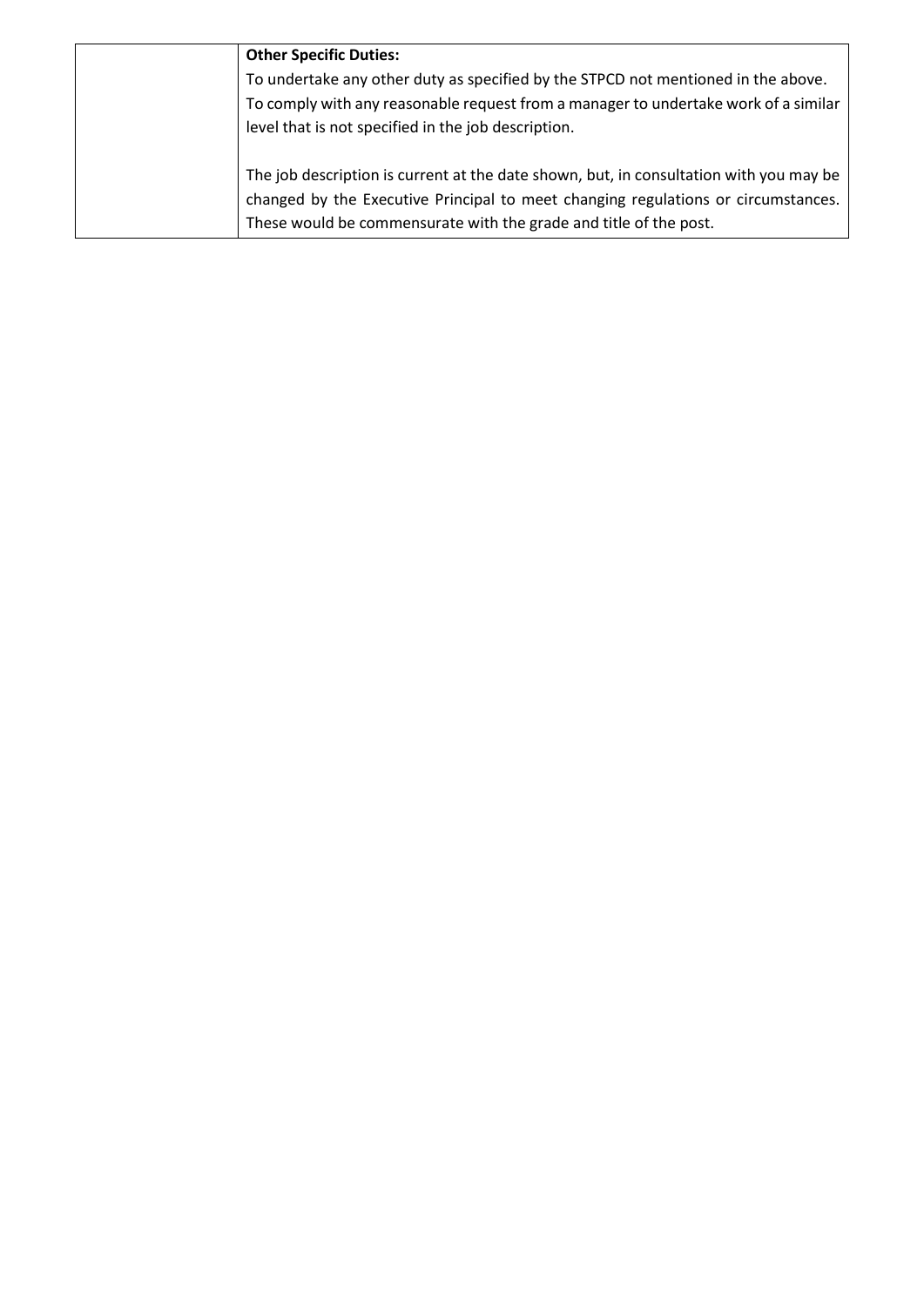| | **Other Specific Duties:**<br>To undertake any other duty as specified by the STPCD not mentioned in the above.<br>To comply with any reasonable request from a manager to undertake work of a similar level that is not specified in the job description.<br><br>The job description is current at the date shown, but, in consultation with you may be changed by the Executive Principal to meet changing regulations or circumstances. These would be commensurate with the grade and title of the post. |
|---|---|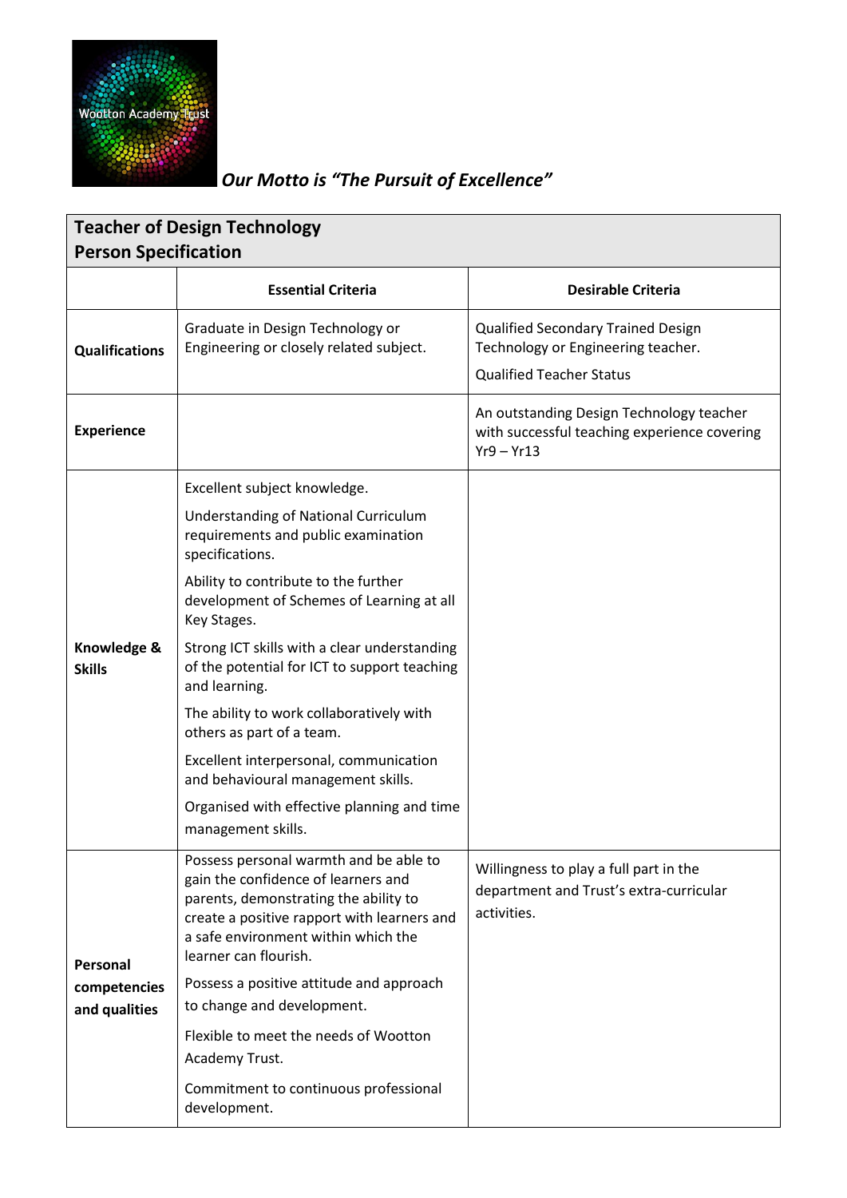*Our Motto is "The Pursuit of Excellence"*

## Teacher of Design Technology
## Person Specification

| | Essential Criteria | Desirable Criteria |
|---|---|---|
| **Qualifications** | Graduate in Design Technology or Engineering or closely related subject. | Qualified Secondary Trained Design Technology or Engineering teacher.<br><br>Qualified Teacher Status |
| **Experience** | | An outstanding Design Technology teacher with successful teaching experience covering Yr9 – Yr13 |
| **Knowledge & Skills** | Excellent subject knowledge.<br><br>Understanding of National Curriculum requirements and public examination specifications.<br><br>Ability to contribute to the further development of Schemes of Learning at all Key Stages.<br><br>Strong ICT skills with a clear understanding of the potential for ICT to support teaching and learning.<br><br>The ability to work collaboratively with others as part of a team.<br><br>Excellent interpersonal, communication and behavioural management skills.<br><br>Organised with effective planning and time management skills. | |
| **Personal competencies and qualities** | Possess personal warmth and be able to gain the confidence of learners and parents, demonstrating the ability to create a positive rapport with learners and a safe environment within which the learner can flourish.<br><br>Possess a positive attitude and approach to change and development.<br><br>Flexible to meet the needs of Wootton Academy Trust.<br><br>Commitment to continuous professional development. | Willingness to play a full part in the department and Trust's extra-curricular activities. |